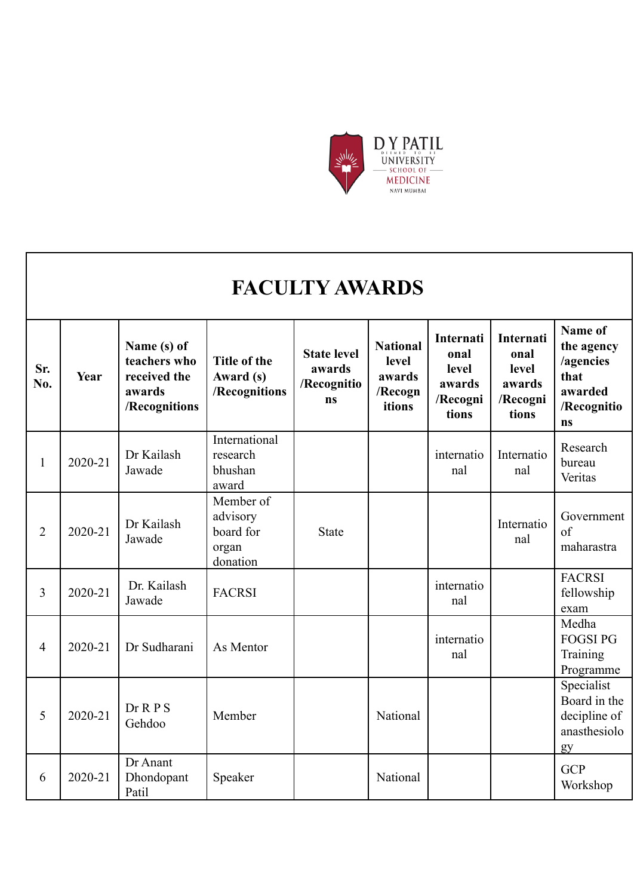D Y PATIL
DEEMED TO BE
UNIVERSITY
SCHOOL OF
MEDICINE
NAVI MUMBAI

# FACULTY AWARDS

| Sr. No. | Year | Name (s) of teachers who received the awards /Recognitions | Title of the Award (s) /Recognitions | State level awards /Recognitions | National level awards /Recognitions | International level awards /Recognitions | International level awards /Recognitions | Name of the agency /agencies that awarded /Recognitions |
|---|---|---|---|---|---|---|---|---|
| 1 | 2020-21 | Dr Kailash Jawade | International research bhushan award | | | international | International | Research bureau Veritas |
| 2 | 2020-21 | Dr Kailash Jawade | Member of advisory board for organ donation | State | | | International | Government of maharastra |
| 3 | 2020-21 | Dr. Kailash Jawade | FACRSI | | | international | | FACRSI fellowship exam |
| 4 | 2020-21 | Dr Sudharani | As Mentor | | | international | | Medha FOGSI PG Training Programme |
| 5 | 2020-21 | Dr R P S Gehdoo | Member | | National | | | Specialist Board in the decipline of anasthesiology |
| 6 | 2020-21 | Dr Anant Dhondopant Patil | Speaker | | National | | | GCP Workshop |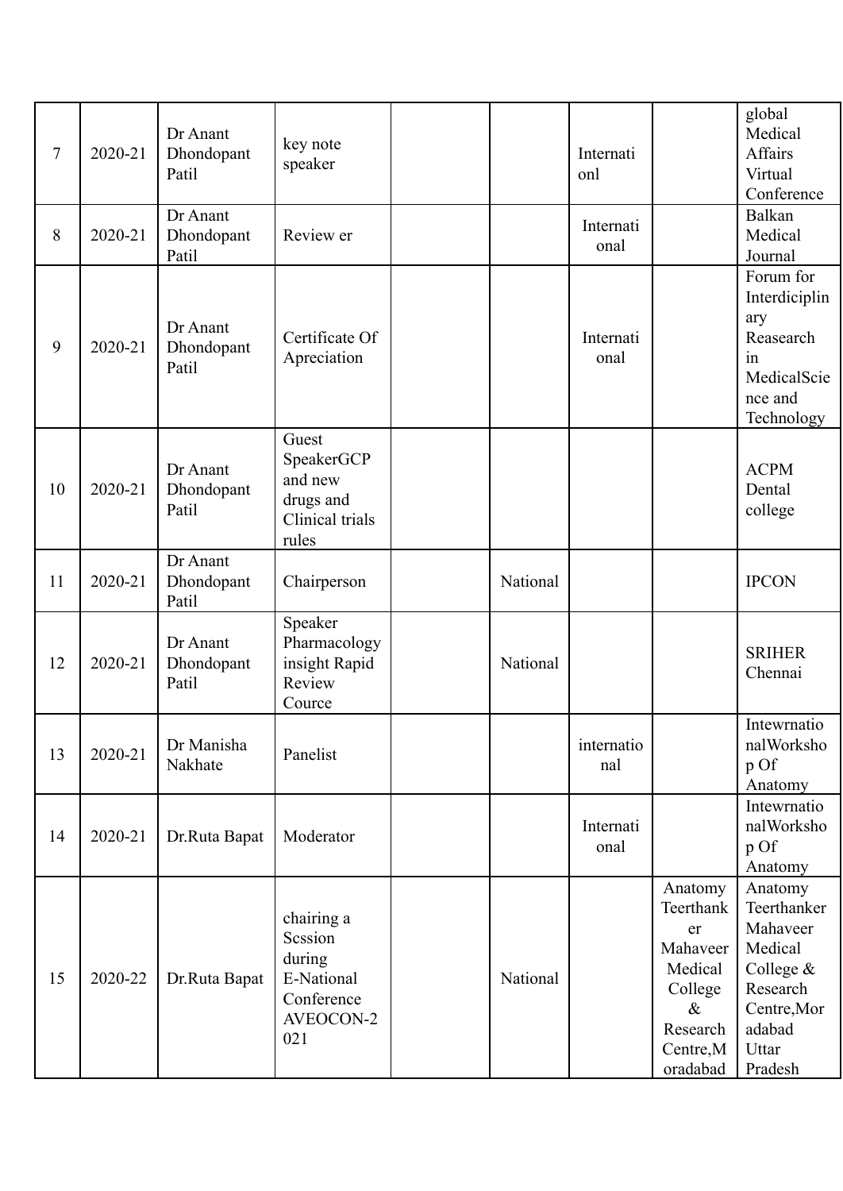| 7 | 2020-21 | Dr Anant Dhondopant Patil | key note speaker | | | Internationl | | global Medical Affairs Virtual Conference |
|---|---|---|---|---|---|---|---|---|
| 8 | 2020-21 | Dr Anant Dhondopant Patil | Review er | | | International | | Balkan Medical Journal |
| 9 | 2020-21 | Dr Anant Dhondopant Patil | Certificate Of Apreciation | | | International | | Forum for Interdiciplinary Reasearch in MedicalScience and Technology |
| 10 | 2020-21 | Dr Anant Dhondopant Patil | Guest SpeakerGCP and new drugs and Clinical trials rules | | | | | ACPM Dental college |
| 11 | 2020-21 | Dr Anant Dhondopant Patil | Chairperson | | National | | | IPCON |
| 12 | 2020-21 | Dr Anant Dhondopant Patil | Speaker Pharmacology insight Rapid Review Cource | | National | | | SRIHER Chennai |
| 13 | 2020-21 | Dr Manisha Nakhate | Panelist | | | international | | IntewrnationalWorkshop Of Anatomy |
| 14 | 2020-21 | Dr.Ruta Bapat | Moderator | | | International | | IntewrnationalWorkshop Of Anatomy |
| 15 | 2020-22 | Dr.Ruta Bapat | chairing a Scssion during E-National Conference AVEOCON-2021 | | National | | Anatomy Teerthanker Mahaveer Medical College & Research Centre,Moradabad | Anatomy Teerthanker Mahaveer Medical College & Research Centre,Moradabad Uttar Pradesh |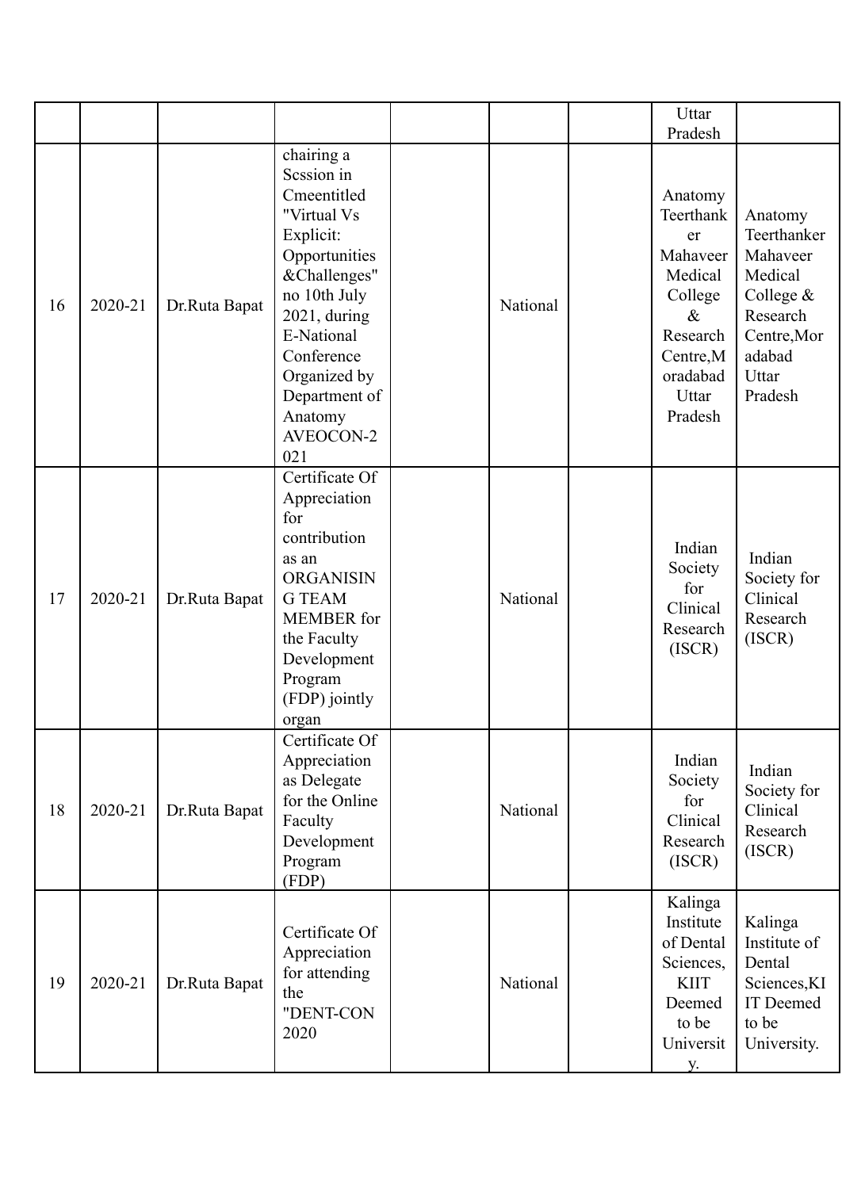| | | | | | | | | |
|---|---|---|---|---|---|---|---|---|
| | | | | | | | Uttar Pradesh | |
| 16 | 2020-21 | Dr.Ruta Bapat | chairing a Scssion in Cmeentitled "Virtual Vs Explicit: Opportunities &Challenges" no 10th July 2021, during E-National Conference Organized by Department of Anatomy AVEOCON-2021 | | National | | Anatomy Teerthanker Mahaveer Medical College & Research Centre,Moradabad Uttar Pradesh | Anatomy Teerthanker Mahaveer Medical College & Research Centre,Moradabad Uttar Pradesh |
| 17 | 2020-21 | Dr.Ruta Bapat | Certificate Of Appreciation for contribution as an ORGANISING TEAM MEMBER for the Faculty Development Program (FDP) jointly organ | | National | | Indian Society for Clinical Research (ISCR) | Indian Society for Clinical Research (ISCR) |
| 18 | 2020-21 | Dr.Ruta Bapat | Certificate Of Appreciation as Delegate for the Online Faculty Development Program (FDP) | | National | | Indian Society for Clinical Research (ISCR) | Indian Society for Clinical Research (ISCR) |
| 19 | 2020-21 | Dr.Ruta Bapat | Certificate Of Appreciation for attending the "DENT-CON 2020 | | National | | Kalinga Institute of Dental Sciences, KIIT Deemed to be University. | Kalinga Institute of Dental Sciences,KIIT Deemed to be University. |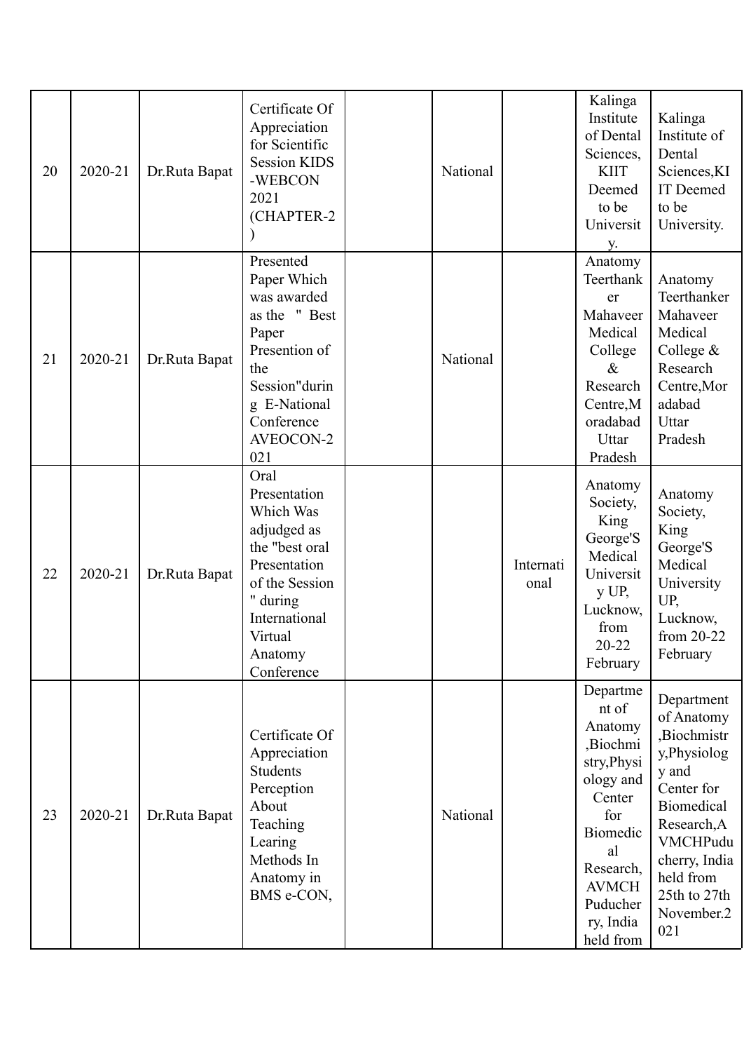| 20 | 2020-21 | Dr.Ruta Bapat | Certificate Of Appreciation for Scientific Session KIDS -WEBCON 2021 (CHAPTER-2 ) | | National | | Kalinga Institute of Dental Sciences, KIIT Deemed to be University. | Kalinga Institute of Dental Sciences,KIIT Deemed to be University. |
|---|---|---|---|---|---|---|---|---|
| 21 | 2020-21 | Dr.Ruta Bapat | Presented Paper Which was awarded as the " Best Paper Presention of the Session"during E-National Conference AVEOCON-2021 | | National | | Anatomy Teerthanker Mahaveer Medical College & Research Centre,Moradabad Uttar Pradesh | Anatomy Teerthanker Mahaveer Medical College & Research Centre,Moradabad Uttar Pradesh |
| 22 | 2020-21 | Dr.Ruta Bapat | Oral Presentation Which Was adjudged as the "best oral Presentation of the Session " during International Virtual Anatomy Conference | | | International | Anatomy Society, King George'S Medical University UP, Lucknow, from 20-22 February | Anatomy Society, King George'S Medical University UP, Lucknow, from 20-22 February |
| 23 | 2020-21 | Dr.Ruta Bapat | Certificate Of Appreciation Students Perception About Teaching Learing Methods In Anatomy in BMS e-CON, | | National | | Department of Anatomy ,Biochmistry,Physiology and Center for Biomedical Research, AVMCH Puducherry, India held from | Department of Anatomy ,Biochmistry,Physiology and Center for Biomedical Research,AVMCHPuducherry, India held from 25th to 27th November.2021 |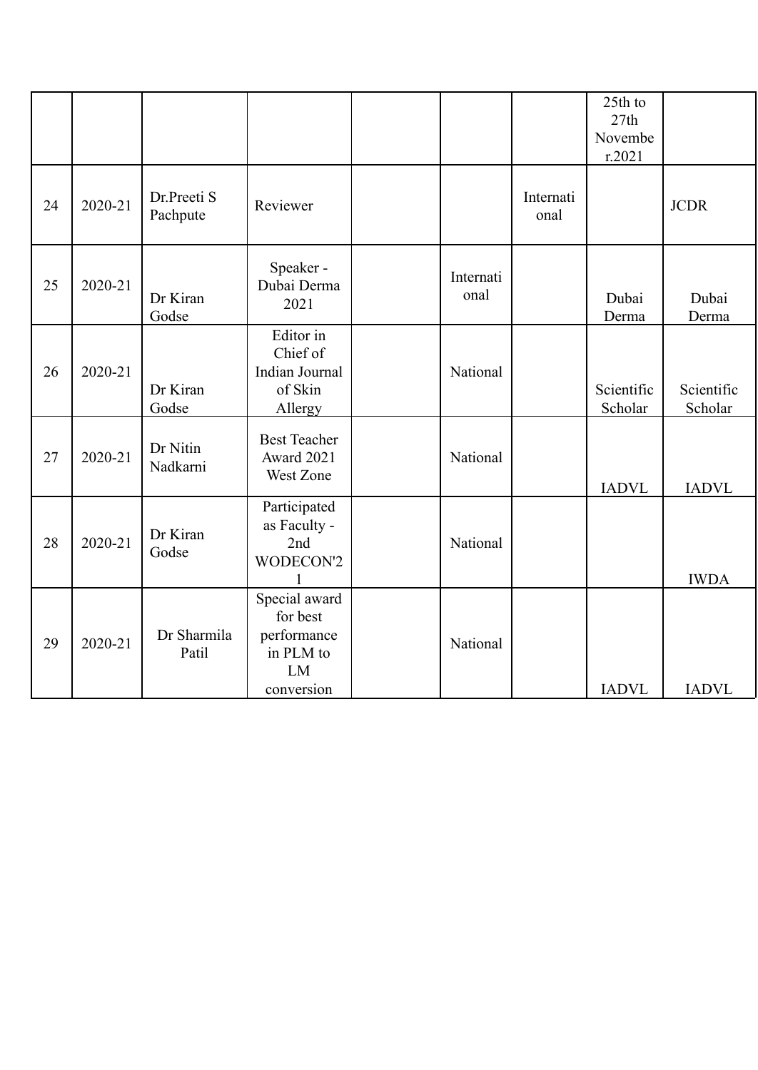| | | | | | | | | |
|---|---|---|---|---|---|---|---|---|
| | | | | | | | 25th to 27th November.2021 | |
| 24 | 2020-21 | Dr.Preeti S Pachpute | Reviewer | | | International | | JCDR |
| 25 | 2020-21 | Dr Kiran Godse | Speaker - Dubai Derma 2021 | | International | | Dubai Derma | Dubai Derma |
| 26 | 2020-21 | Dr Kiran Godse | Editor in Chief of Indian Journal of Skin Allergy | | National | | Scientific Scholar | Scientific Scholar |
| 27 | 2020-21 | Dr Nitin Nadkarni | Best Teacher Award 2021 West Zone | | National | | IADVL | IADVL |
| 28 | 2020-21 | Dr Kiran Godse | Participated as Faculty - 2nd WODECON'21 | | National | | | IWDA |
| 29 | 2020-21 | Dr Sharmila Patil | Special award for best performance in PLM to LM conversion | | National | | IADVL | IADVL |